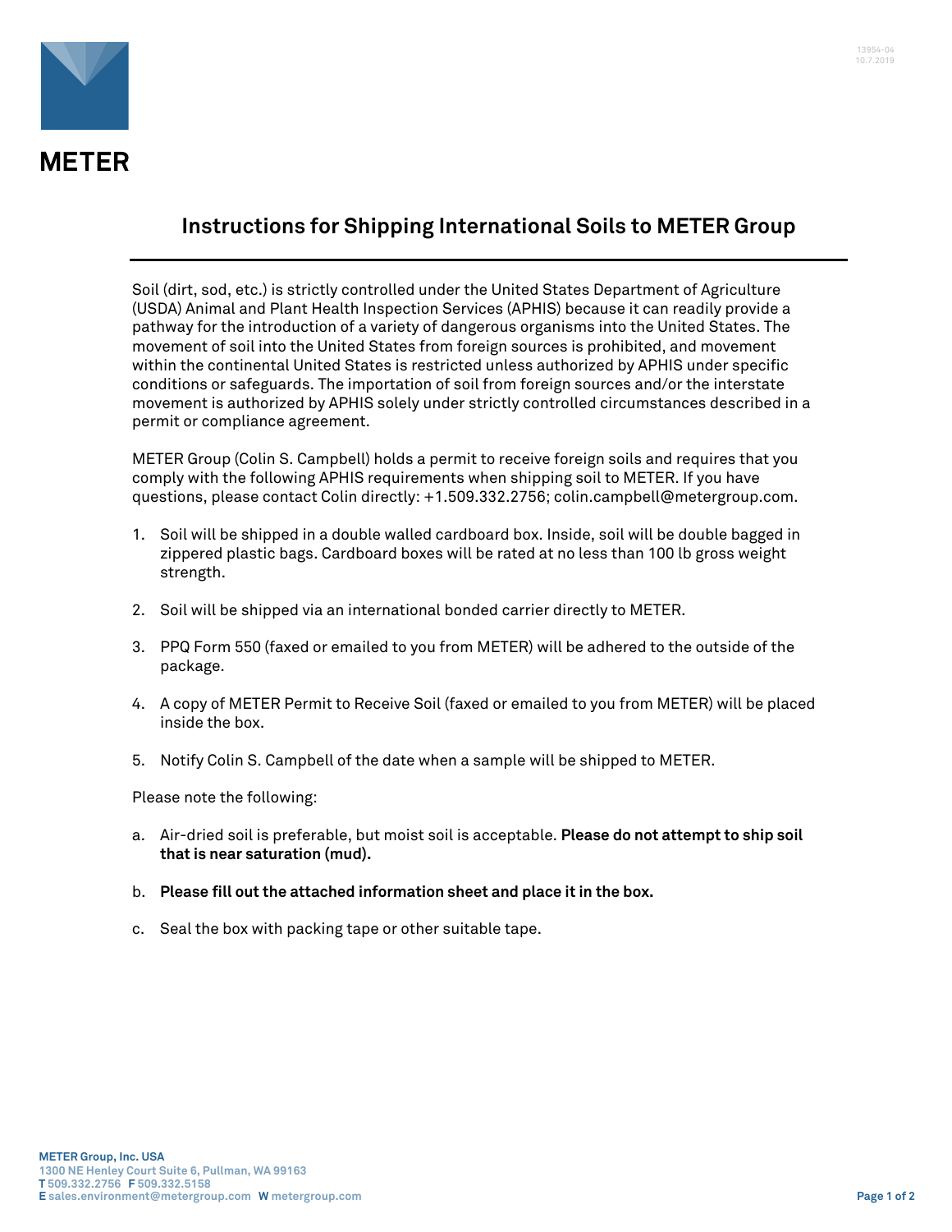# Instructions for Shipping International Soils to METER Group

Soil (dirt, sod, etc.) is strictly controlled under the United States Department of Agriculture (USDA) Animal and Plant Health Inspection Services (APHIS) because it can readily provide a pathway for the introduction of a variety of dangerous organisms into the United States. The movement of soil into the United States from foreign sources is prohibited, and movement within the continental United States is restricted unless authorized by APHIS under specific conditions or safeguards. The importation of soil from foreign sources and/or the interstate movement is authorized by APHIS solely under strictly controlled circumstances described in a permit or compliance agreement.

METER Group (Colin S. Campbell) holds a permit to receive foreign soils and requires that you comply with the following APHIS requirements when shipping soil to METER. If you have questions, please contact Colin directly: +1.509.332.2756; colin.campbell@metergroup.com.

1. Soil will be shipped in a double walled cardboard box. Inside, soil will be double bagged in zippered plastic bags. Cardboard boxes will be rated at no less than 100 lb gross weight strength.

2. Soil will be shipped via an international bonded carrier directly to METER.

3. PPQ Form 550 (faxed or emailed to you from METER) will be adhered to the outside of the package.

4. A copy of METER Permit to Receive Soil (faxed or emailed to you from METER) will be placed inside the box.

5. Notify Colin S. Campbell of the date when a sample will be shipped to METER.

Please note the following:

a. Air-dried soil is preferable, but moist soil is acceptable. **Please do not attempt to ship soil that is near saturation (mud).**

b. **Please fill out the attached information sheet and place it in the box.**

c. Seal the box with packing tape or other suitable tape.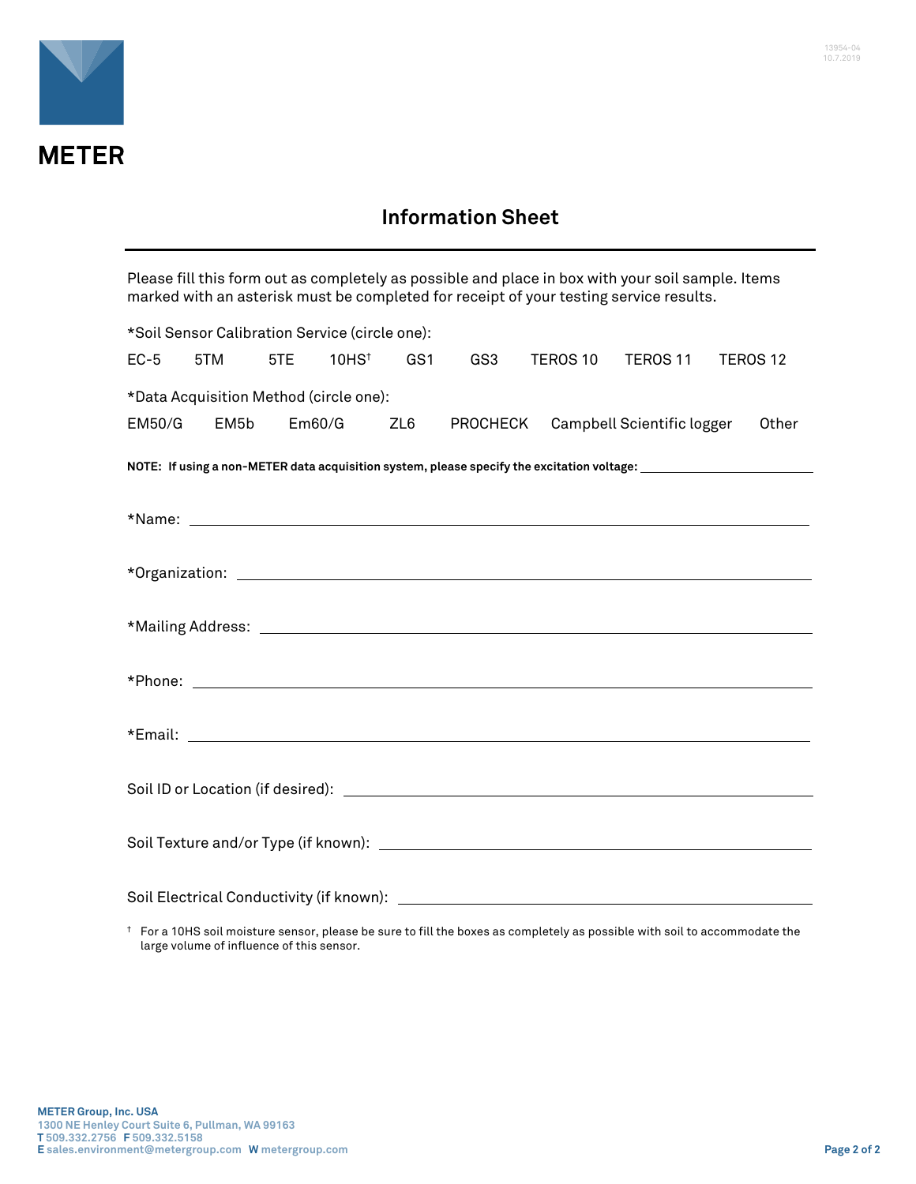METER

# Information Sheet

Please fill this form out as completely as possible and place in box with your soil sample. Items marked with an asterisk must be completed for receipt of your testing service results.

*Soil Sensor Calibration Service (circle one):

EC-5 5TM 5TE 10HS[†] GS1 GS3 TEROS 10 TEROS 11 TEROS 12

*Data Acquisition Method (circle one):

EM50/G EM5b Em60/G ZL6 PROCHECK Campbell Scientific logger Other

**NOTE: If using a non-METER data acquisition system, please specify the excitation voltage:** \_\_\_\_\_\_\_\_\_\_\_\_\_\_\_\_

*Name: \_\_\_\_\_\_\_\_\_\_\_\_\_\_\_\_\_\_\_\_\_\_\_\_\_\_\_\_\_\_\_\_

*Organization: \_\_\_\_\_\_\_\_\_\_\_\_\_\_\_\_\_\_\_\_\_\_\_\_\_\_\_\_\_\_\_\_

*Mailing Address: \_\_\_\_\_\_\_\_\_\_\_\_\_\_\_\_\_\_\_\_\_\_\_\_\_\_\_\_\_\_\_\_

*Phone: \_\_\_\_\_\_\_\_\_\_\_\_\_\_\_\_\_\_\_\_\_\_\_\_\_\_\_\_\_\_\_\_

*Email: \_\_\_\_\_\_\_\_\_\_\_\_\_\_\_\_\_\_\_\_\_\_\_\_\_\_\_\_\_\_\_\_

Soil ID or Location (if desired): \_\_\_\_\_\_\_\_\_\_\_\_\_\_\_\_\_\_\_\_\_\_\_\_\_\_\_\_\_\_\_\_

Soil Texture and/or Type (if known): \_\_\_\_\_\_\_\_\_\_\_\_\_\_\_\_\_\_\_\_\_\_\_\_\_\_\_\_\_\_\_\_

Soil Electrical Conductivity (if known): \_\_\_\_\_\_\_\_\_\_\_\_\_\_\_\_\_\_\_\_\_\_\_\_\_\_\_\_\_\_\_\_

[†] For a 10HS soil moisture sensor, please be sure to fill the boxes as completely as possible with soil to accommodate the large volume of influence of this sensor.

**METER Group, Inc. USA**
1300 NE Henley Court Suite 6, Pullman, WA 99163
**T** 509.332.2756 **F** 509.332.5158
**E** sales.environment@metergroup.com **W** metergroup.com